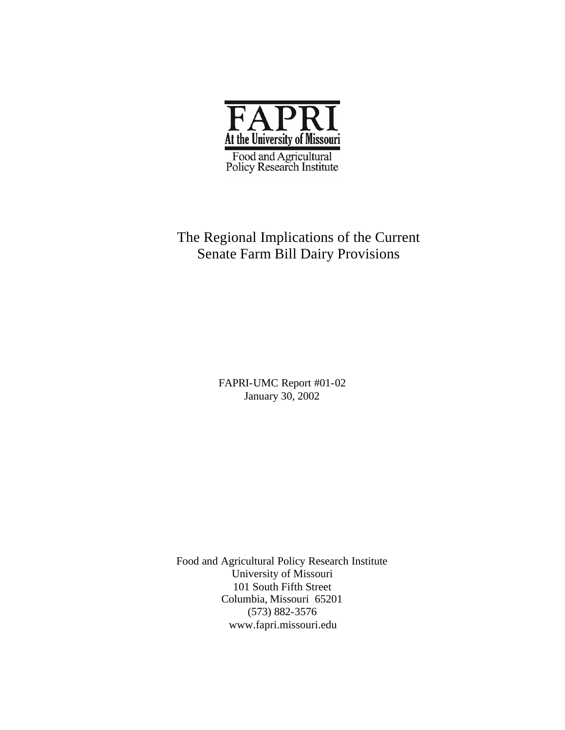# FAPRI

**At the University of Missouri**

Food and Agricultural Policy Research Institute

## The Regional Implications of the Current Senate Farm Bill Dairy Provisions

FAPRI-UMC Report #01-02
January 30, 2002

Food and Agricultural Policy Research Institute
University of Missouri
101 South Fifth Street
Columbia, Missouri 65201
(573) 882-3576
www.fapri.missouri.edu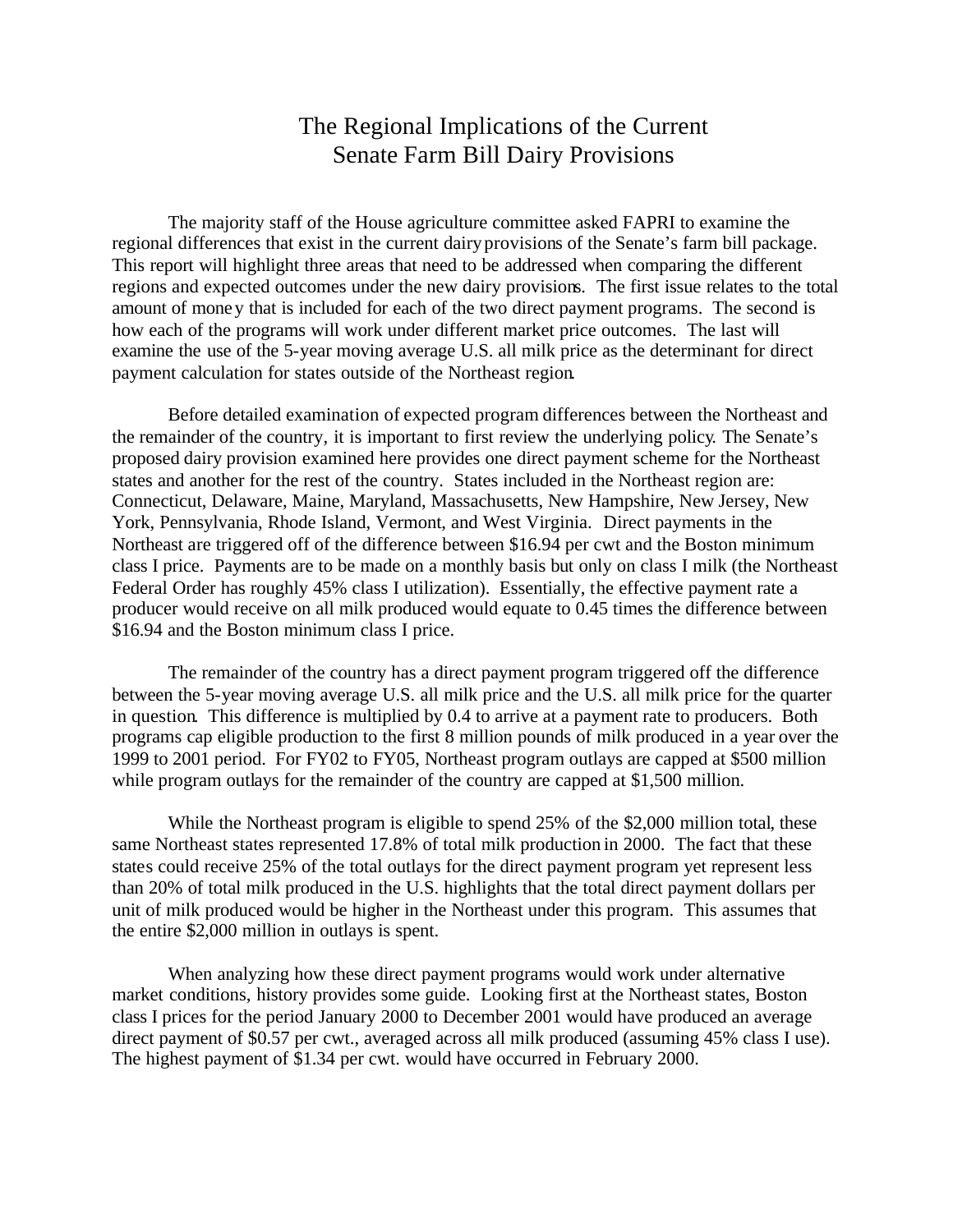# The Regional Implications of the Current Senate Farm Bill Dairy Provisions

The majority staff of the House agriculture committee asked FAPRI to examine the regional differences that exist in the current dairy provisions of the Senate's farm bill package. This report will highlight three areas that need to be addressed when comparing the different regions and expected outcomes under the new dairy provisions. The first issue relates to the total amount of money that is included for each of the two direct payment programs. The second is how each of the programs will work under different market price outcomes. The last will examine the use of the 5-year moving average U.S. all milk price as the determinant for direct payment calculation for states outside of the Northeast region.

Before detailed examination of expected program differences between the Northeast and the remainder of the country, it is important to first review the underlying policy. The Senate's proposed dairy provision examined here provides one direct payment scheme for the Northeast states and another for the rest of the country. States included in the Northeast region are: Connecticut, Delaware, Maine, Maryland, Massachusetts, New Hampshire, New Jersey, New York, Pennsylvania, Rhode Island, Vermont, and West Virginia. Direct payments in the Northeast are triggered off of the difference between $16.94 per cwt and the Boston minimum class I price. Payments are to be made on a monthly basis but only on class I milk (the Northeast Federal Order has roughly 45% class I utilization). Essentially, the effective payment rate a producer would receive on all milk produced would equate to 0.45 times the difference between $16.94 and the Boston minimum class I price.

The remainder of the country has a direct payment program triggered off the difference between the 5-year moving average U.S. all milk price and the U.S. all milk price for the quarter in question. This difference is multiplied by 0.4 to arrive at a payment rate to producers. Both programs cap eligible production to the first 8 million pounds of milk produced in a year over the 1999 to 2001 period. For FY02 to FY05, Northeast program outlays are capped at $500 million while program outlays for the remainder of the country are capped at $1,500 million.

While the Northeast program is eligible to spend 25% of the $2,000 million total, these same Northeast states represented 17.8% of total milk production in 2000. The fact that these states could receive 25% of the total outlays for the direct payment program yet represent less than 20% of total milk produced in the U.S. highlights that the total direct payment dollars per unit of milk produced would be higher in the Northeast under this program. This assumes that the entire $2,000 million in outlays is spent.

When analyzing how these direct payment programs would work under alternative market conditions, history provides some guide. Looking first at the Northeast states, Boston class I prices for the period January 2000 to December 2001 would have produced an average direct payment of $0.57 per cwt., averaged across all milk produced (assuming 45% class I use). The highest payment of $1.34 per cwt. would have occurred in February 2000.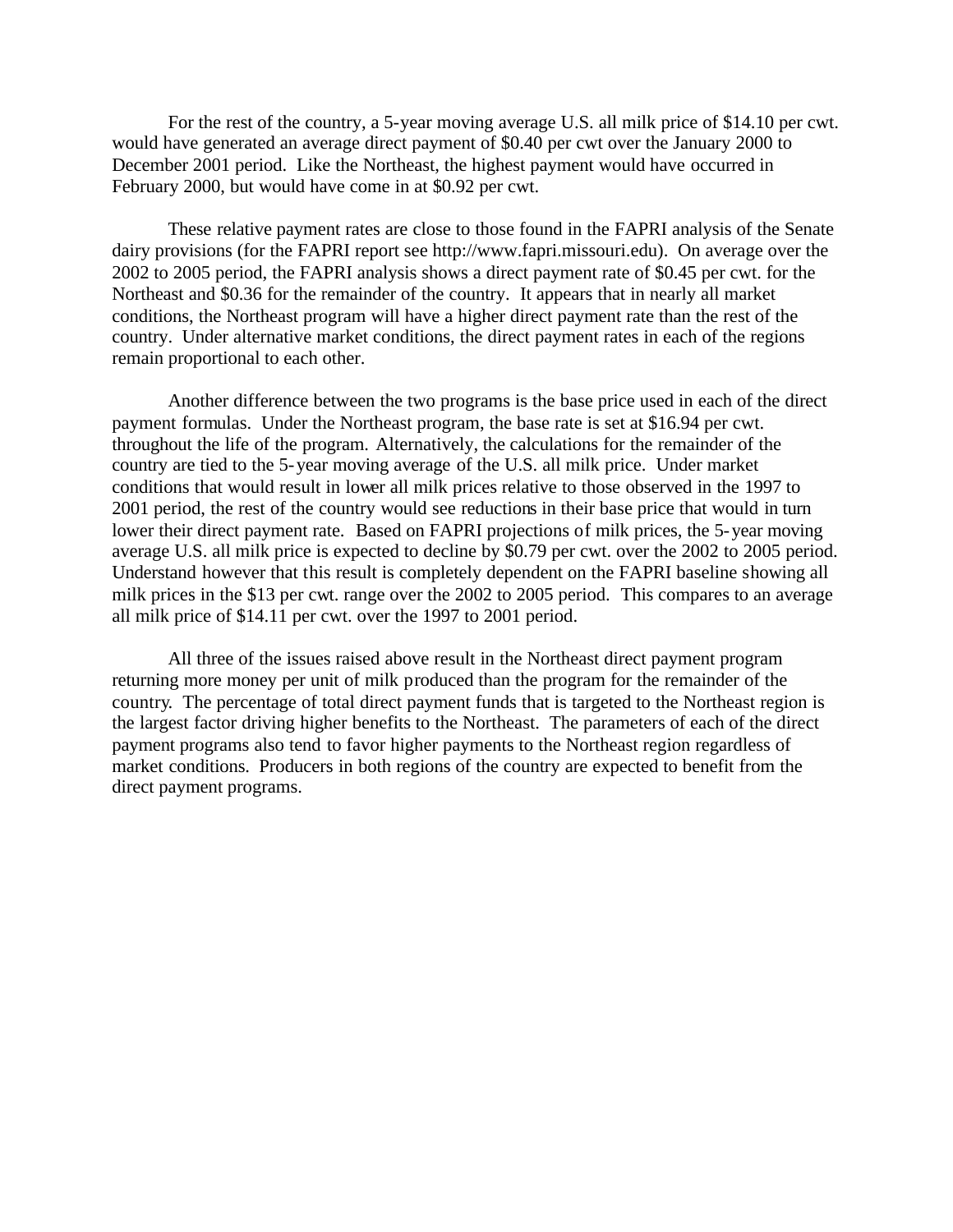For the rest of the country, a 5-year moving average U.S. all milk price of $14.10 per cwt. would have generated an average direct payment of $0.40 per cwt over the January 2000 to December 2001 period. Like the Northeast, the highest payment would have occurred in February 2000, but would have come in at $0.92 per cwt.

These relative payment rates are close to those found in the FAPRI analysis of the Senate dairy provisions (for the FAPRI report see http://www.fapri.missouri.edu). On average over the 2002 to 2005 period, the FAPRI analysis shows a direct payment rate of $0.45 per cwt. for the Northeast and $0.36 for the remainder of the country. It appears that in nearly all market conditions, the Northeast program will have a higher direct payment rate than the rest of the country. Under alternative market conditions, the direct payment rates in each of the regions remain proportional to each other.

Another difference between the two programs is the base price used in each of the direct payment formulas. Under the Northeast program, the base rate is set at $16.94 per cwt. throughout the life of the program. Alternatively, the calculations for the remainder of the country are tied to the 5-year moving average of the U.S. all milk price. Under market conditions that would result in lower all milk prices relative to those observed in the 1997 to 2001 period, the rest of the country would see reductions in their base price that would in turn lower their direct payment rate. Based on FAPRI projections of milk prices, the 5-year moving average U.S. all milk price is expected to decline by $0.79 per cwt. over the 2002 to 2005 period. Understand however that this result is completely dependent on the FAPRI baseline showing all milk prices in the $13 per cwt. range over the 2002 to 2005 period. This compares to an average all milk price of $14.11 per cwt. over the 1997 to 2001 period.

All three of the issues raised above result in the Northeast direct payment program returning more money per unit of milk produced than the program for the remainder of the country. The percentage of total direct payment funds that is targeted to the Northeast region is the largest factor driving higher benefits to the Northeast. The parameters of each of the direct payment programs also tend to favor higher payments to the Northeast region regardless of market conditions. Producers in both regions of the country are expected to benefit from the direct payment programs.